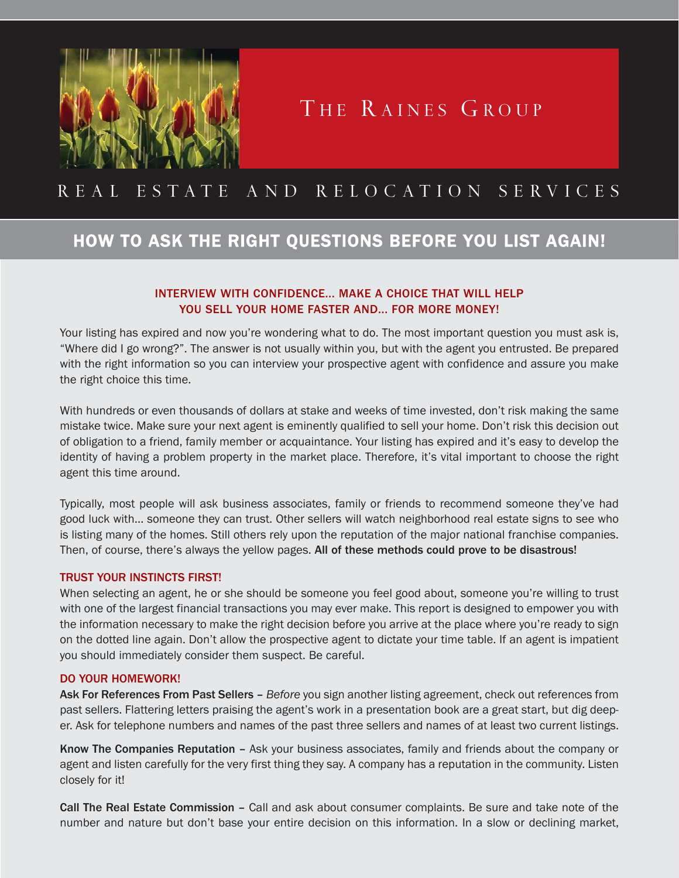# The Raines Group

REAL ESTATE AND RELOCATION SERVICES

## HOW TO ASK THE RIGHT QUESTIONS BEFORE YOU LIST AGAIN!

### INTERVIEW WITH CONFIDENCE... MAKE A CHOICE THAT WILL HELP YOU SELL YOUR HOME FASTER AND... FOR MORE MONEY!

Your listing has expired and now you're wondering what to do. The most important question you must ask is, "Where did I go wrong?". The answer is not usually within you, but with the agent you entrusted. Be prepared with the right information so you can interview your prospective agent with confidence and assure you make the right choice this time.

With hundreds or even thousands of dollars at stake and weeks of time invested, don't risk making the same mistake twice. Make sure your next agent is eminently qualified to sell your home. Don't risk this decision out of obligation to a friend, family member or acquaintance. Your listing has expired and it's easy to develop the identity of having a problem property in the market place. Therefore, it's vital important to choose the right agent this time around.

Typically, most people will ask business associates, family or friends to recommend someone they've had good luck with... someone they can trust. Other sellers will watch neighborhood real estate signs to see who is listing many of the homes. Still others rely upon the reputation of the major national franchise companies. Then, of course, there's always the yellow pages. **All of these methods could prove to be disastrous!**

### TRUST YOUR INSTINCTS FIRST!

When selecting an agent, he or she should be someone you feel good about, someone you're willing to trust with one of the largest financial transactions you may ever make. This report is designed to empower you with the information necessary to make the right decision before you arrive at the place where you're ready to sign on the dotted line again. Don't allow the prospective agent to dictate your time table. If an agent is impatient you should immediately consider them suspect. Be careful.

### DO YOUR HOMEWORK!

**Ask For References From Past Sellers** – *Before* you sign another listing agreement, check out references from past sellers. Flattering letters praising the agent's work in a presentation book are a great start, but dig deeper. Ask for telephone numbers and names of the past three sellers and names of at least two current listings.

**Know The Companies Reputation** – Ask your business associates, family and friends about the company or agent and listen carefully for the very first thing they say. A company has a reputation in the community. Listen closely for it!

**Call The Real Estate Commission** – Call and ask about consumer complaints. Be sure and take note of the number and nature but don't base your entire decision on this information. In a slow or declining market,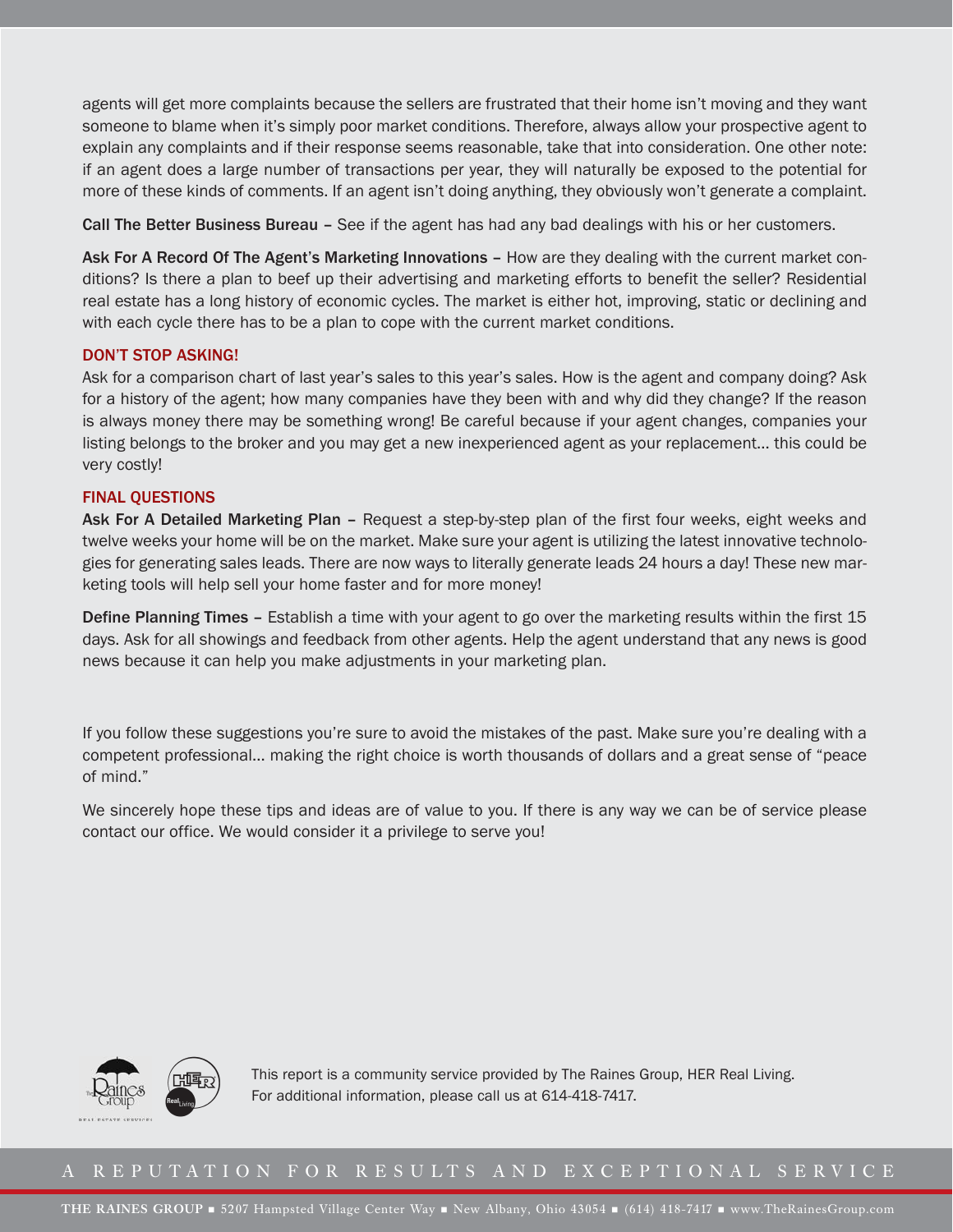agents will get more complaints because the sellers are frustrated that their home isn't moving and they want someone to blame when it's simply poor market conditions. Therefore, always allow your prospective agent to explain any complaints and if their response seems reasonable, take that into consideration. One other note: if an agent does a large number of transactions per year, they will naturally be exposed to the potential for more of these kinds of comments. If an agent isn't doing anything, they obviously won't generate a complaint.

**Call The Better Business Bureau** – See if the agent has had any bad dealings with his or her customers.

**Ask For A Record Of The Agent's Marketing Innovations** – How are they dealing with the current market conditions? Is there a plan to beef up their advertising and marketing efforts to benefit the seller? Residential real estate has a long history of economic cycles. The market is either hot, improving, static or declining and with each cycle there has to be a plan to cope with the current market conditions.

## DON'T STOP ASKING!

Ask for a comparison chart of last year's sales to this year's sales. How is the agent and company doing? Ask for a history of the agent; how many companies have they been with and why did they change? If the reason is always money there may be something wrong! Be careful because if your agent changes, companies your listing belongs to the broker and you may get a new inexperienced agent as your replacement… this could be very costly!

## FINAL QUESTIONS

**Ask For A Detailed Marketing Plan** – Request a step-by-step plan of the first four weeks, eight weeks and twelve weeks your home will be on the market. Make sure your agent is utilizing the latest innovative technologies for generating sales leads. There are now ways to literally generate leads 24 hours a day! These new marketing tools will help sell your home faster and for more money!

**Define Planning Times** – Establish a time with your agent to go over the marketing results within the first 15 days. Ask for all showings and feedback from other agents. Help the agent understand that any news is good news because it can help you make adjustments in your marketing plan.

If you follow these suggestions you're sure to avoid the mistakes of the past. Make sure you're dealing with a competent professional… making the right choice is worth thousands of dollars and a great sense of "peace of mind."

We sincerely hope these tips and ideas are of value to you. If there is any way we can be of service please contact our office. We would consider it a privilege to serve you!

This report is a community service provided by The Raines Group, HER Real Living.
For additional information, please call us at 614-418-7417.

A REPUTATION FOR RESULTS AND EXCEPTIONAL SERVICE

THE RAINES GROUP ■ 5207 Hampsted Village Center Way ■ New Albany, Ohio 43054 ■ (614) 418-7417 ■ www.TheRainesGroup.com